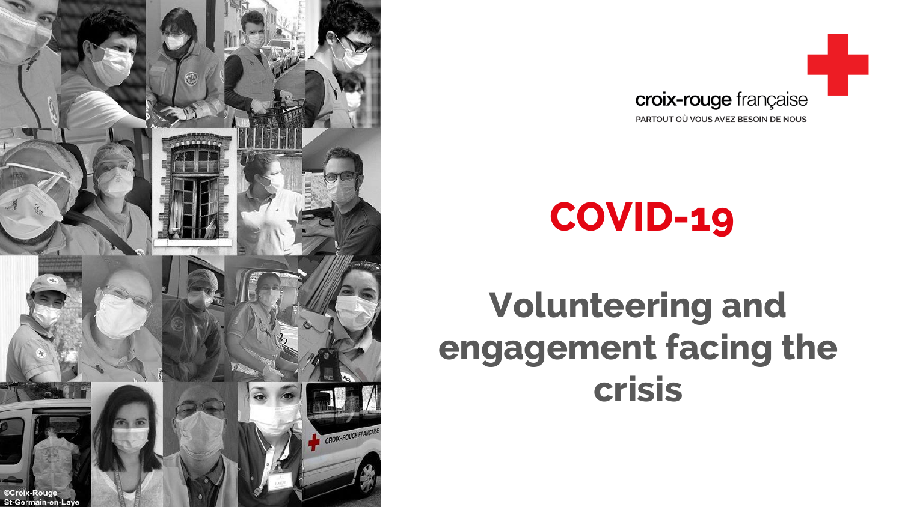croix-rouge française

PARTOUT OÙ VOUS AVEZ BESOIN DE NOUS

# COVID-19

# Volunteering and engagement facing the crisis

©Croix-Rouge St-Germain-en-Laye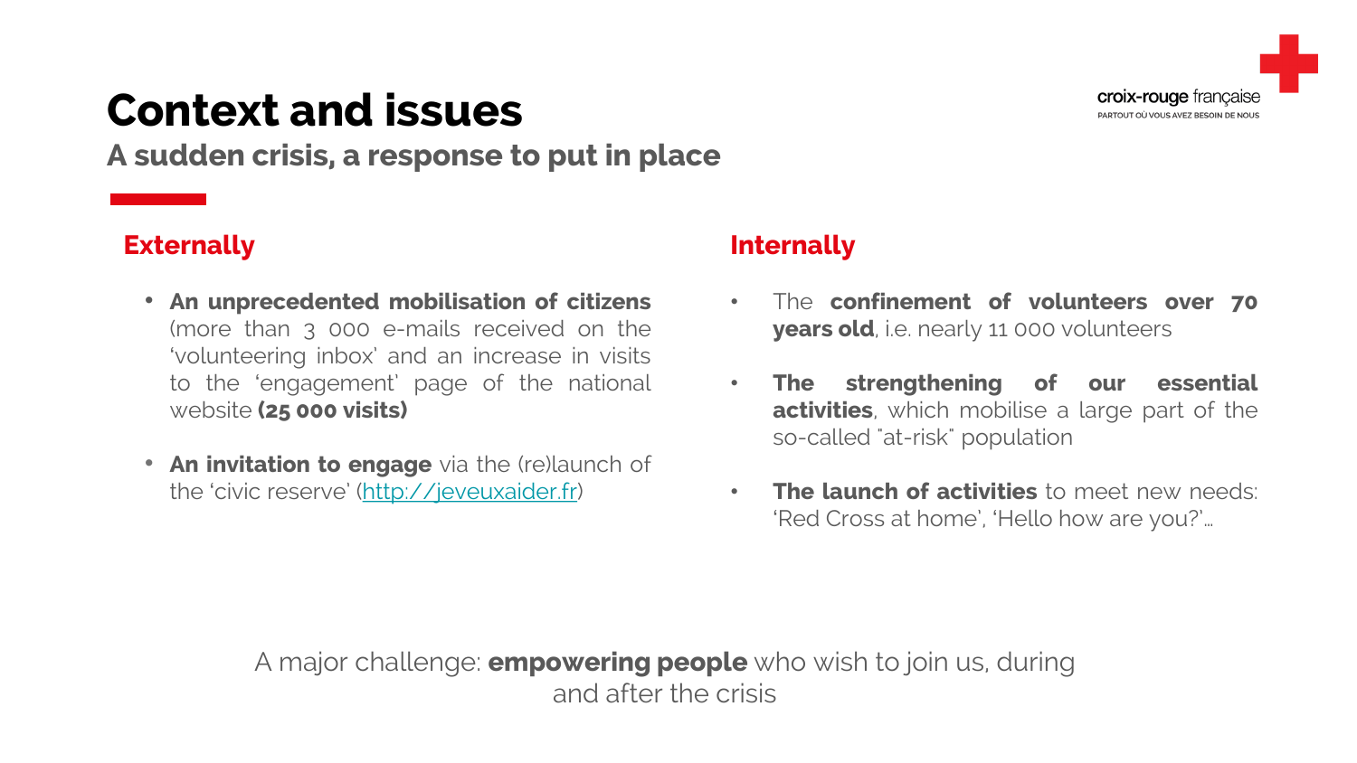# Context and issues

## A sudden crisis, a response to put in place

### Externally

- **An unprecedented mobilisation of citizens** (more than 3 000 e-mails received on the 'volunteering inbox' and an increase in visits to the 'engagement' page of the national website **(25 000 visits)**
- **An invitation to engage** via the (re)launch of the 'civic reserve' (http://jeveuxaider.fr)

### Internally

- The **confinement of volunteers over 70 years old**, i.e. nearly 11 000 volunteers
- **The strengthening of our essential activities**, which mobilise a large part of the so-called "at-risk" population
- **The launch of activities** to meet new needs: 'Red Cross at home', 'Hello how are you?'…

A major challenge: **empowering people** who wish to join us, during and after the crisis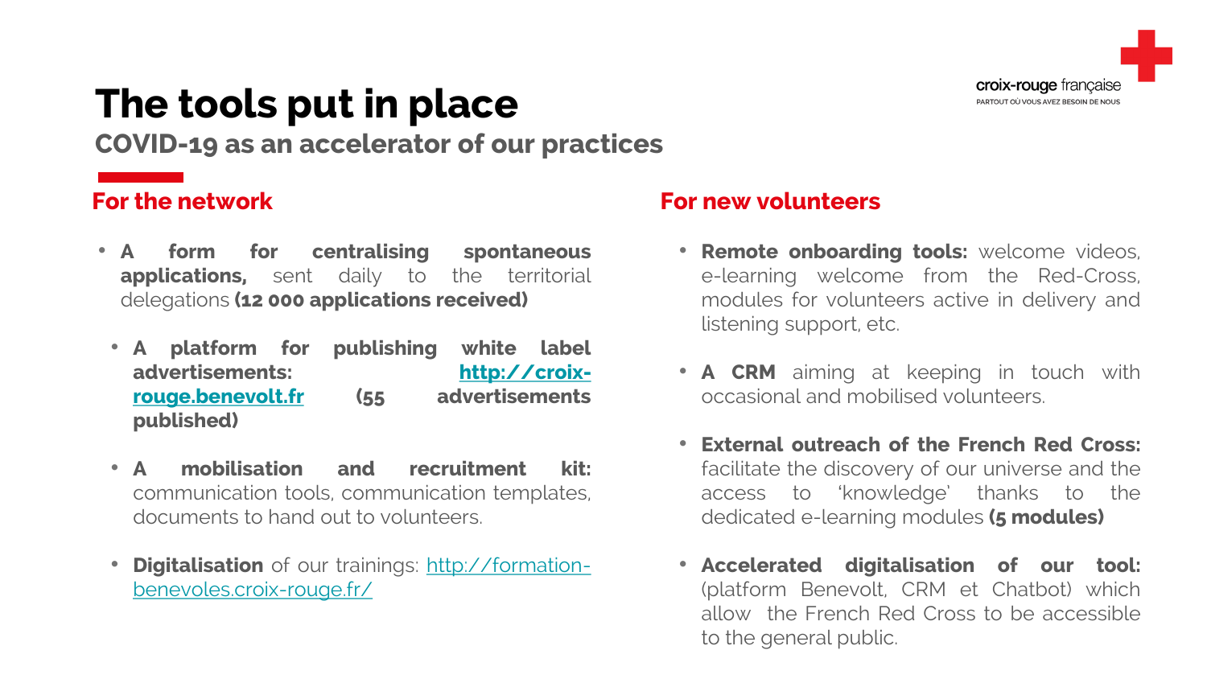# The tools put in place

## COVID-19 as an accelerator of our practices

### For the network

- **A form for centralising spontaneous applications,** sent daily to the territorial delegations **(12 000 applications received)**
- **A platform for publishing white label advertisements: [http://croix-rouge.benevolt.fr](http://croix-rouge.benevolt.fr) (55 advertisements published)**
- **A mobilisation and recruitment kit:** communication tools, communication templates, documents to hand out to volunteers.
- **Digitalisation** of our trainings: [http://formation-benevoles.croix-rouge.fr/](http://formation-benevoles.croix-rouge.fr/)

### For new volunteers

- **Remote onboarding tools:** welcome videos, e-learning welcome from the Red-Cross, modules for volunteers active in delivery and listening support, etc.
- **A CRM** aiming at keeping in touch with occasional and mobilised volunteers.
- **External outreach of the French Red Cross:** facilitate the discovery of our universe and the access to 'knowledge' thanks to the dedicated e-learning modules **(5 modules)**
- **Accelerated digitalisation of our tool:** (platform Benevolt, CRM et Chatbot) which allow the French Red Cross to be accessible to the general public.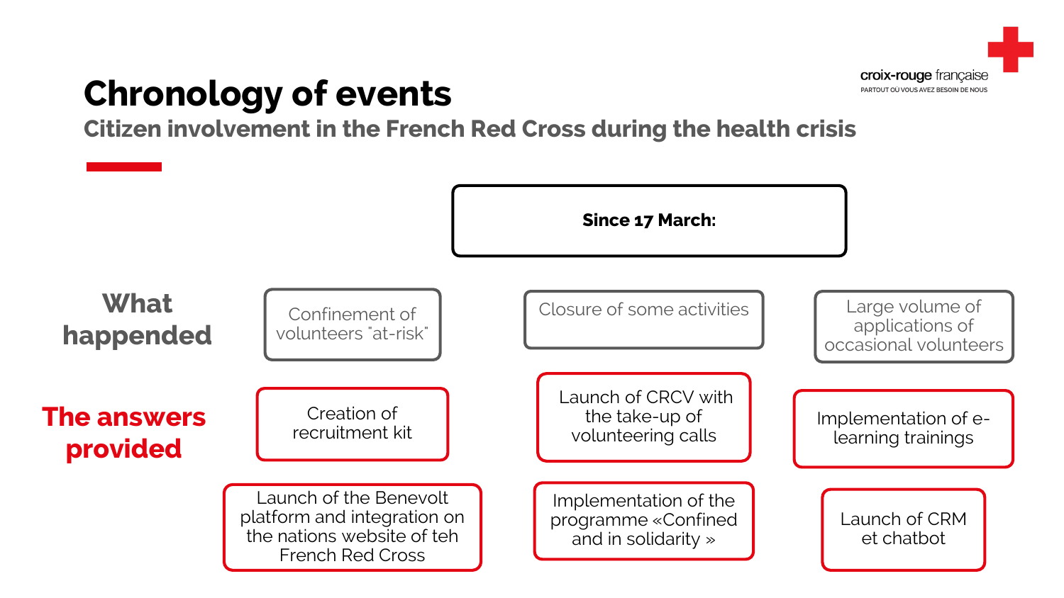# Chronology of events

## Citizen involvement in the French Red Cross during the health crisis

croix-rouge française
PARTOUT OÙ VOUS AVEZ BESOIN DE NOUS

**Since 17 March:**

| | | | |
|---|---|---|---|
| **What happended** | Confinement of volunteers "at-risk" | Closure of some activities | Large volume of applications of occasional volunteers |
| **The answers provided** | Creation of recruitment kit | Launch of CRCV with the take-up of volunteering calls | Implementation of e-learning trainings |
| | Launch of the Benevolt platform and integration on the nations website of teh French Red Cross | Implementation of the programme «Confined and in solidarity » | Launch of CRM et chatbot |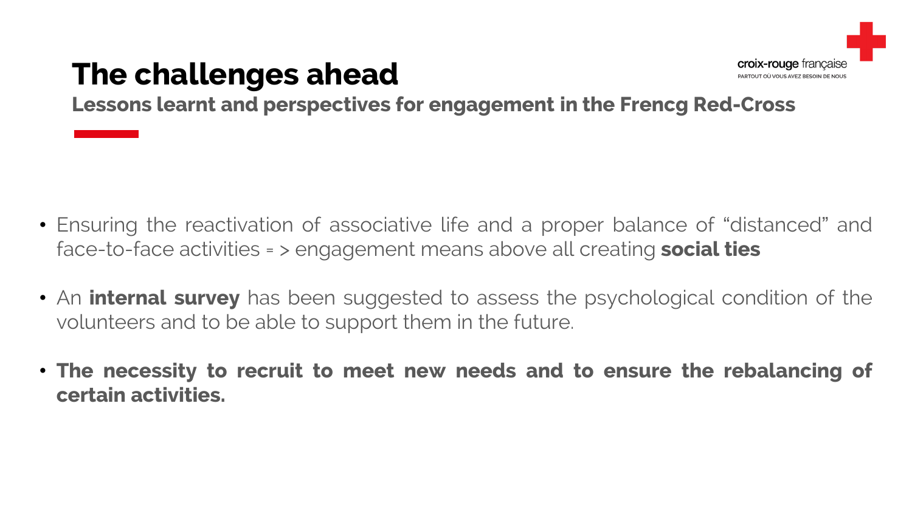# The challenges ahead

## Lessons learnt and perspectives for engagement in the Frencg Red-Cross

croix-rouge française
PARTOUT OÙ VOUS AVEZ BESOIN DE NOUS

- Ensuring the reactivation of associative life and a proper balance of “distanced” and face-to-face activities = > engagement means above all creating **social ties**
- An **internal survey** has been suggested to assess the psychological condition of the volunteers and to be able to support them in the future.
- **The necessity to recruit to meet new needs and to ensure the rebalancing of certain activities.**